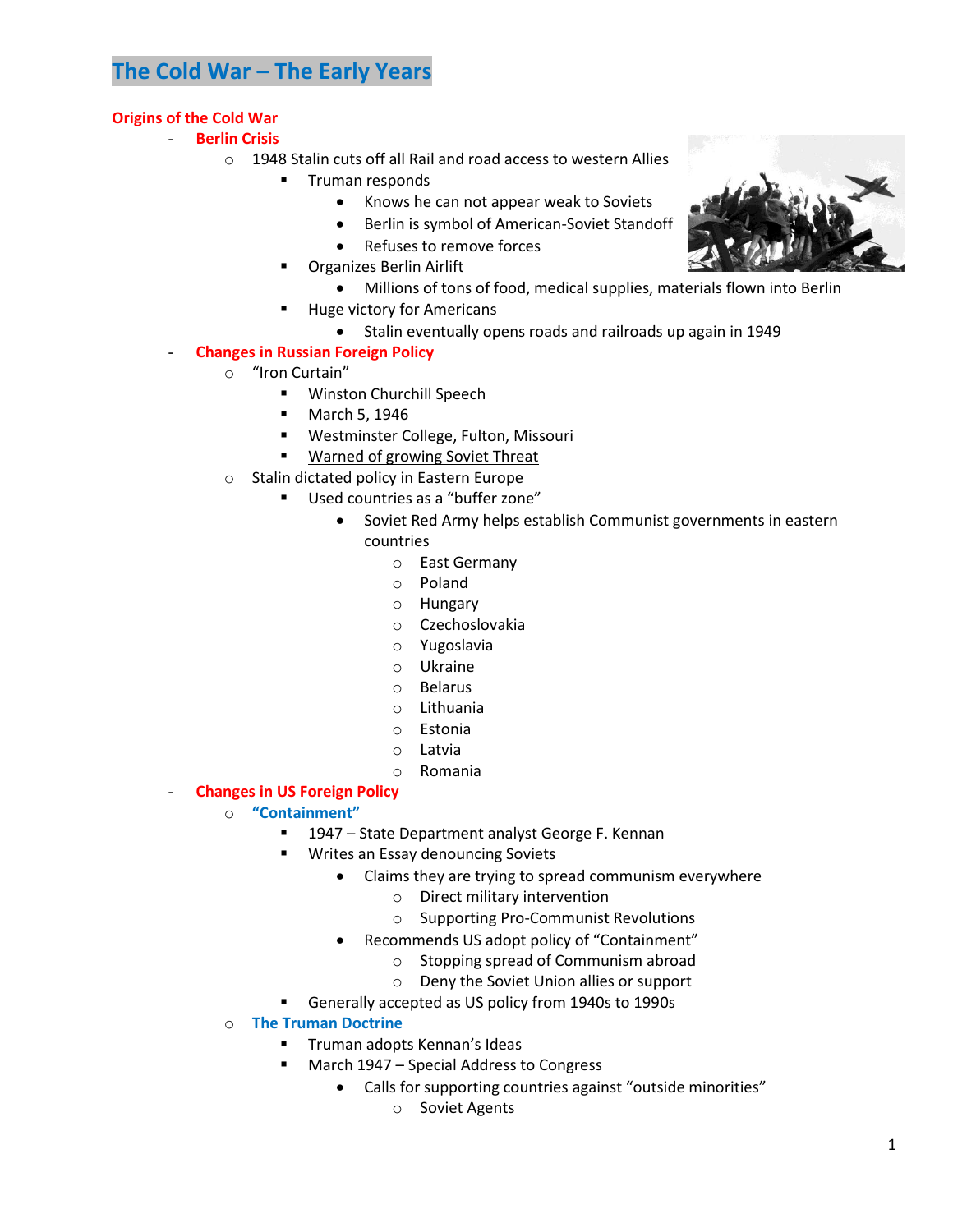# The Cold War – The Early Years

## Origins of the Cold War

- **Berlin Crisis**
  - 1948 Stalin cuts off all Rail and road access to western Allies
    - Truman responds
      - Knows he can not appear weak to Soviets
      - Berlin is symbol of American-Soviet Standoff
      - Refuses to remove forces
    - Organizes Berlin Airlift
      - Millions of tons of food, medical supplies, materials flown into Berlin
    - Huge victory for Americans
      - Stalin eventually opens roads and railroads up again in 1949
- **Changes in Russian Foreign Policy**
  - "Iron Curtain"
    - Winston Churchill Speech
    - March 5, 1946
    - Westminster College, Fulton, Missouri
    - Warned of growing Soviet Threat
  - Stalin dictated policy in Eastern Europe
    - Used countries as a "buffer zone"
      - Soviet Red Army helps establish Communist governments in eastern countries
        - East Germany
        - Poland
        - Hungary
        - Czechoslovakia
        - Yugoslavia
        - Ukraine
        - Belarus
        - Lithuania
        - Estonia
        - Latvia
        - Romania
- **Changes in US Foreign Policy**
  - **"Containment"**
    - 1947 – State Department analyst George F. Kennan
    - Writes an Essay denouncing Soviets
      - Claims they are trying to spread communism everywhere
        - Direct military intervention
        - Supporting Pro-Communist Revolutions
      - Recommends US adopt policy of "Containment"
        - Stopping spread of Communism abroad
        - Deny the Soviet Union allies or support
    - Generally accepted as US policy from 1940s to 1990s
  - **The Truman Doctrine**
    - Truman adopts Kennan's Ideas
    - March 1947 – Special Address to Congress
      - Calls for supporting countries against "outside minorities"
        - Soviet Agents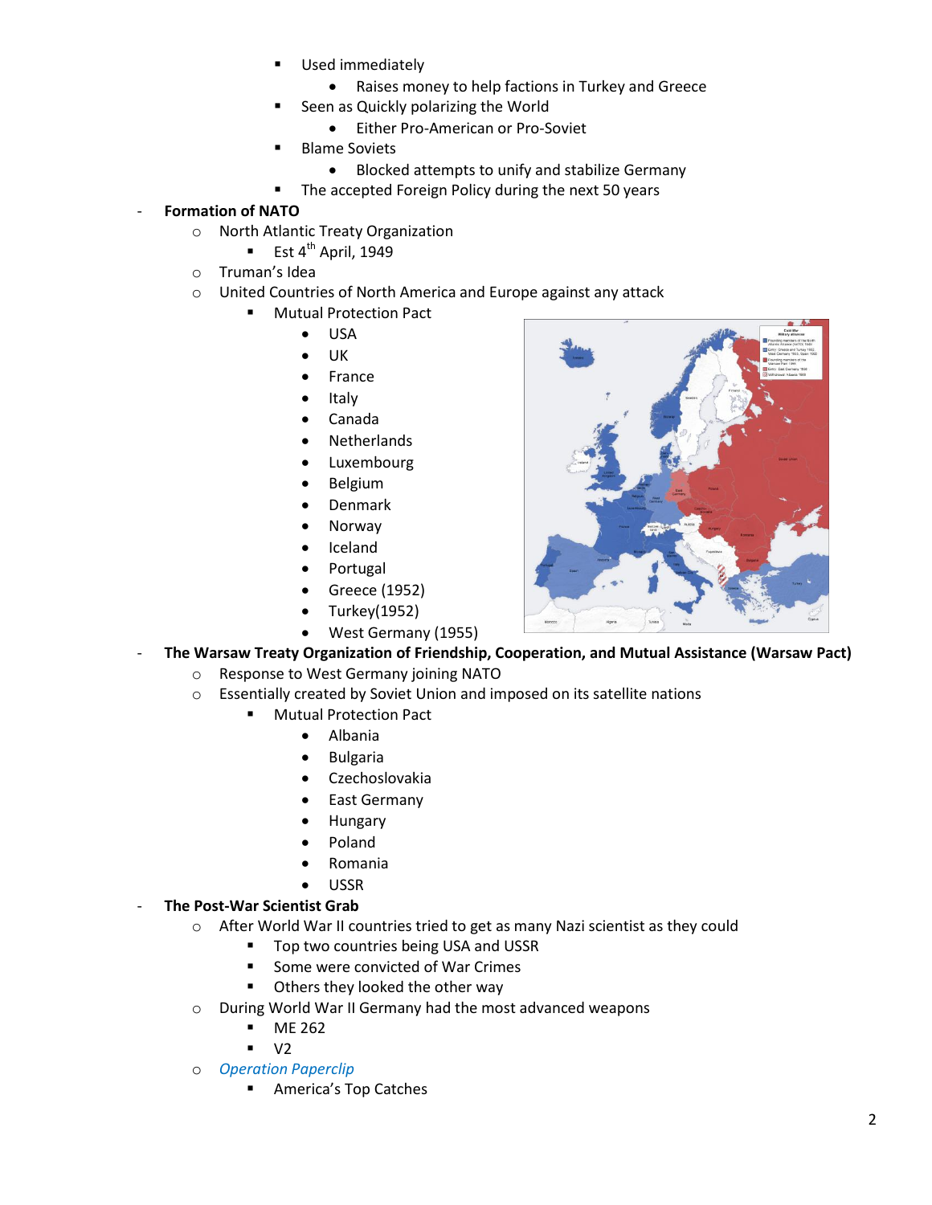- Used immediately
  - Raises money to help factions in Turkey and Greece
- Seen as Quickly polarizing the World
  - Either Pro-American or Pro-Soviet
- Blame Soviets
  - Blocked attempts to unify and stabilize Germany
- The accepted Foreign Policy during the next 50 years

- **Formation of NATO**
  - North Atlantic Treaty Organization
    - Est 4th April, 1949
  - Truman's Idea
  - United Countries of North America and Europe against any attack
    - Mutual Protection Pact
      - USA
      - UK
      - France
      - Italy
      - Canada
      - Netherlands
      - Luxembourg
      - Belgium
      - Denmark
      - Norway
      - Iceland
      - Portugal
      - Greece (1952)
      - Turkey(1952)
      - West Germany (1955)
- **The Warsaw Treaty Organization of Friendship, Cooperation, and Mutual Assistance (Warsaw Pact)**
  - Response to West Germany joining NATO
  - Essentially created by Soviet Union and imposed on its satellite nations
    - Mutual Protection Pact
      - Albania
      - Bulgaria
      - Czechoslovakia
      - East Germany
      - Hungary
      - Poland
      - Romania
      - USSR
- **The Post-War Scientist Grab**
  - After World War II countries tried to get as many Nazi scientist as they could
    - Top two countries being USA and USSR
    - Some were convicted of War Crimes
    - Others they looked the other way
  - During World War II Germany had the most advanced weapons
    - ME 262
    - V2
  - *Operation Paperclip*
    - America's Top Catches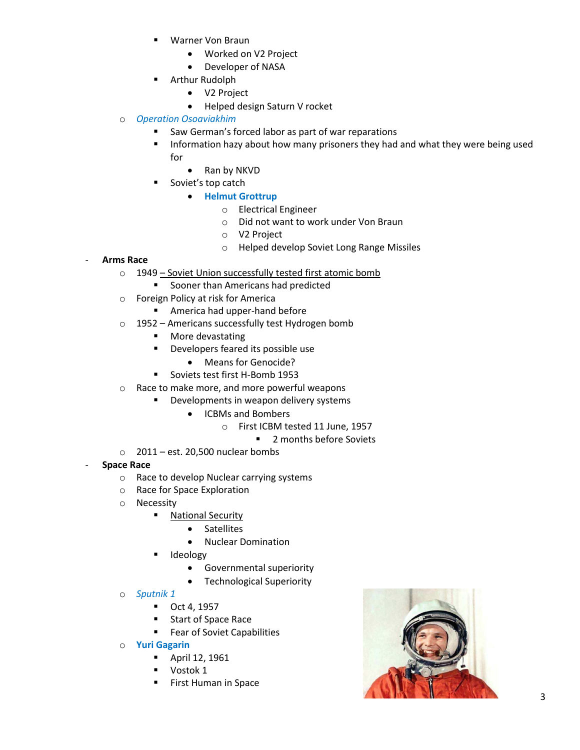- Warner Von Braun
            - Worked on V2 Project
            - Developer of NASA
        - Arthur Rudolph
            - V2 Project
            - Helped design Saturn V rocket
    - *Operation Osoaviakhim*
        - Saw German's forced labor as part of war reparations
        - Information hazy about how many prisoners they had and what they were being used for
            - Ran by NKVD
        - Soviet's top catch
            - **Helmut Grottrup**
                - Electrical Engineer
                - Did not want to work under Von Braun
                - V2 Project
                - Helped develop Soviet Long Range Missiles

- **Arms Race**
    - 1949 – Soviet Union successfully tested first atomic bomb
        - Sooner than Americans had predicted
    - Foreign Policy at risk for America
        - America had upper-hand before
    - 1952 – Americans successfully test Hydrogen bomb
        - More devastating
        - Developers feared its possible use
            - Means for Genocide?
        - Soviets test first H-Bomb 1953
    - Race to make more, and more powerful weapons
        - Developments in weapon delivery systems
            - ICBMs and Bombers
                - First ICBM tested 11 June, 1957
                    - 2 months before Soviets
    - 2011 – est. 20,500 nuclear bombs
- **Space Race**
    - Race to develop Nuclear carrying systems
    - Race for Space Exploration
    - Necessity
        - National Security
            - Satellites
            - Nuclear Domination
        - Ideology
            - Governmental superiority
            - Technological Superiority
    - *Sputnik 1*
        - Oct 4, 1957
        - Start of Space Race
        - Fear of Soviet Capabilities
    - **Yuri Gagarin**
        - April 12, 1961
        - Vostok 1
        - First Human in Space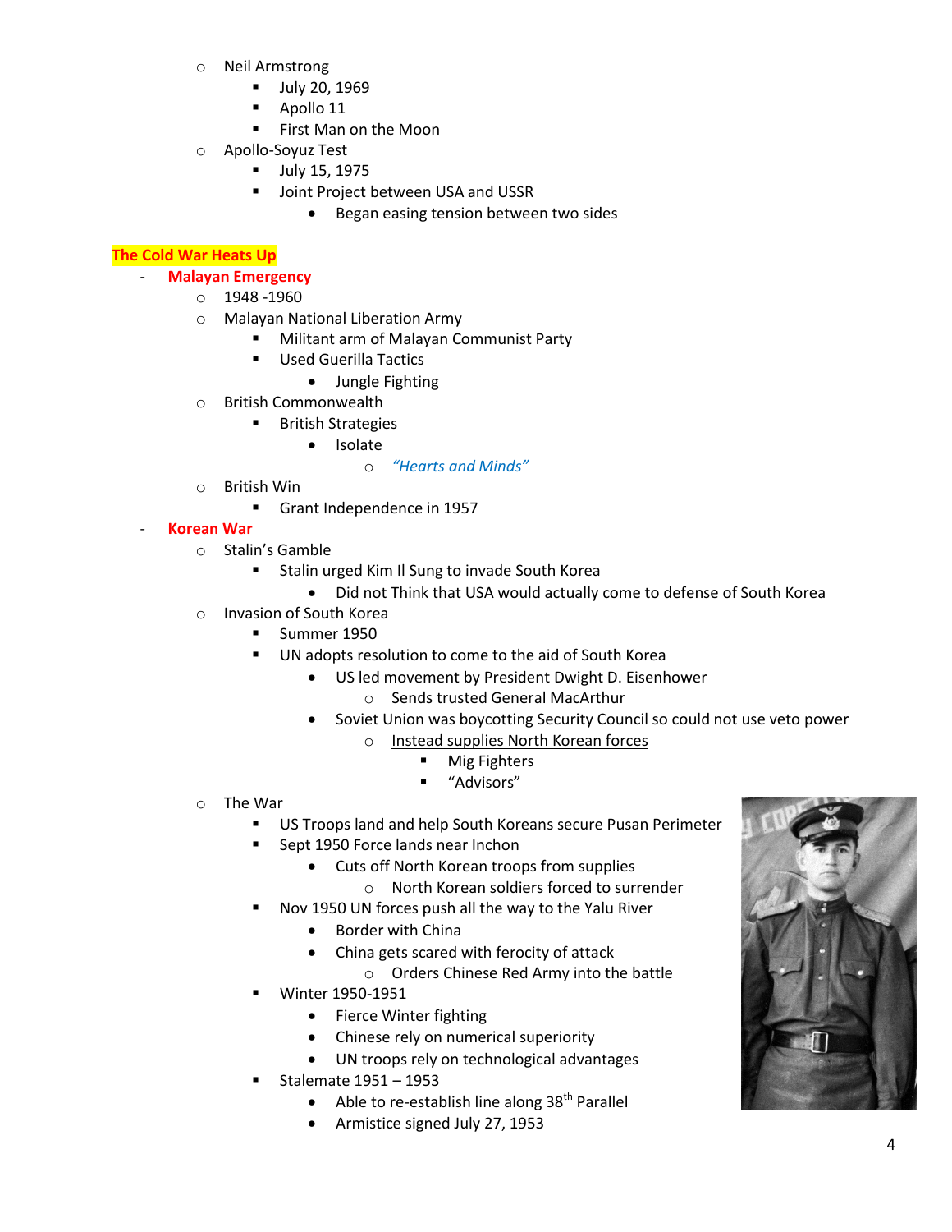- Neil Armstrong
  - July 20, 1969
  - Apollo 11
  - First Man on the Moon
- Apollo-Soyuz Test
  - July 15, 1975
  - Joint Project between USA and USSR
    - Began easing tension between two sides

**The Cold War Heats Up**

- **Malayan Emergency**
  - 1948 -1960
  - Malayan National Liberation Army
    - Militant arm of Malayan Communist Party
    - Used Guerilla Tactics
      - Jungle Fighting
  - British Commonwealth
    - British Strategies
      - Isolate
        - *"Hearts and Minds"*
  - British Win
    - Grant Independence in 1957
- **Korean War**
  - Stalin's Gamble
    - Stalin urged Kim Il Sung to invade South Korea
      - Did not Think that USA would actually come to defense of South Korea
  - Invasion of South Korea
    - Summer 1950
    - UN adopts resolution to come to the aid of South Korea
      - US led movement by President Dwight D. Eisenhower
        - Sends trusted General MacArthur
      - Soviet Union was boycotting Security Council so could not use veto power
        - Instead supplies North Korean forces
          - Mig Fighters
          - "Advisors"
  - The War
    - US Troops land and help South Koreans secure Pusan Perimeter
    - Sept 1950 Force lands near Inchon
      - Cuts off North Korean troops from supplies
        - North Korean soldiers forced to surrender
    - Nov 1950 UN forces push all the way to the Yalu River
      - Border with China
      - China gets scared with ferocity of attack
        - Orders Chinese Red Army into the battle
    - Winter 1950-1951
      - Fierce Winter fighting
      - Chinese rely on numerical superiority
      - UN troops rely on technological advantages
    - Stalemate 1951 – 1953
      - Able to re-establish line along 38th Parallel
      - Armistice signed July 27, 1953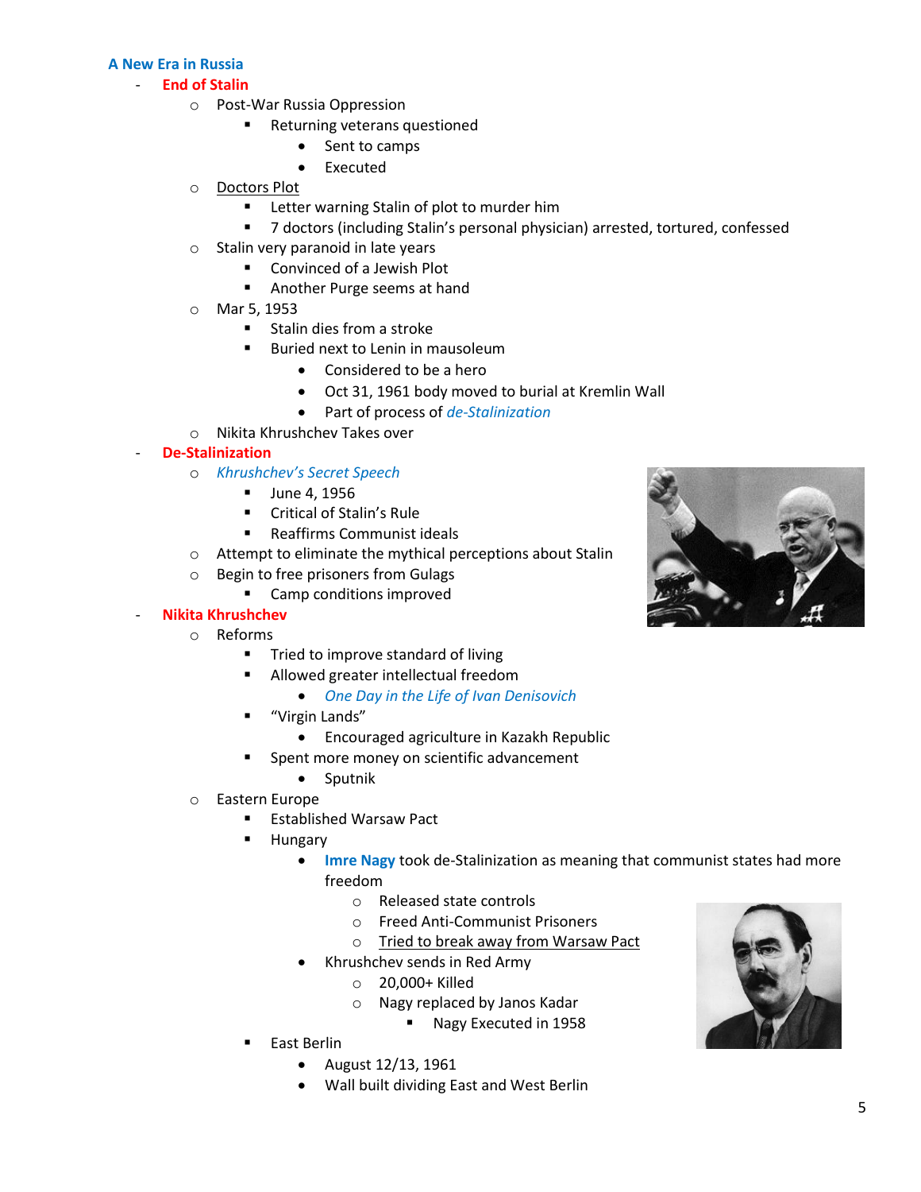## A New Era in Russia

- **End of Stalin**
  - Post-War Russia Oppression
    - Returning veterans questioned
      - Sent to camps
      - Executed
  - Doctors Plot
    - Letter warning Stalin of plot to murder him
    - 7 doctors (including Stalin's personal physician) arrested, tortured, confessed
  - Stalin very paranoid in late years
    - Convinced of a Jewish Plot
    - Another Purge seems at hand
  - Mar 5, 1953
    - Stalin dies from a stroke
    - Buried next to Lenin in mausoleum
      - Considered to be a hero
      - Oct 31, 1961 body moved to burial at Kremlin Wall
      - Part of process of *de-Stalinization*
  - Nikita Khrushchev Takes over
- **De-Stalinization**
  - *Khrushchev's Secret Speech*
    - June 4, 1956
    - Critical of Stalin's Rule
    - Reaffirms Communist ideals
  - Attempt to eliminate the mythical perceptions about Stalin
  - Begin to free prisoners from Gulags
    - Camp conditions improved
- **Nikita Khrushchev**
  - Reforms
    - Tried to improve standard of living
    - Allowed greater intellectual freedom
      - *One Day in the Life of Ivan Denisovich*
    - "Virgin Lands"
      - Encouraged agriculture in Kazakh Republic
    - Spent more money on scientific advancement
      - Sputnik
  - Eastern Europe
    - Established Warsaw Pact
    - Hungary
      - **Imre Nagy** took de-Stalinization as meaning that communist states had more freedom
        - Released state controls
        - Freed Anti-Communist Prisoners
        - Tried to break away from Warsaw Pact
      - Khrushchev sends in Red Army
        - 20,000+ Killed
        - Nagy replaced by Janos Kadar
          - Nagy Executed in 1958
    - East Berlin
      - August 12/13, 1961
      - Wall built dividing East and West Berlin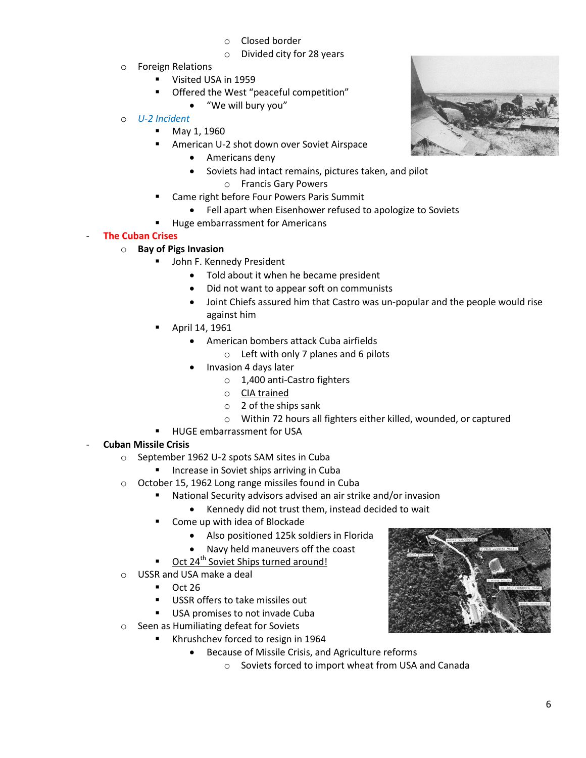- Closed border
- Divided city for 28 years

- Foreign Relations
  - Visited USA in 1959
  - Offered the West "peaceful competition"
    - "We will bury you"
- *U-2 Incident*
  - May 1, 1960
  - American U-2 shot down over Soviet Airspace
    - Americans deny
    - Soviets had intact remains, pictures taken, and pilot
      - Francis Gary Powers
  - Came right before Four Powers Paris Summit
    - Fell apart when Eisenhower refused to apologize to Soviets
  - Huge embarrassment for Americans

- **The Cuban Crises**
  - **Bay of Pigs Invasion**
    - John F. Kennedy President
      - Told about it when he became president
      - Did not want to appear soft on communists
      - Joint Chiefs assured him that Castro was un-popular and the people would rise against him
    - April 14, 1961
      - American bombers attack Cuba airfields
        - Left with only 7 planes and 6 pilots
      - Invasion 4 days later
        - 1,400 anti-Castro fighters
        - CIA trained
        - 2 of the ships sank
        - Within 72 hours all fighters either killed, wounded, or captured
    - HUGE embarrassment for USA
- **Cuban Missile Crisis**
  - September 1962 U-2 spots SAM sites in Cuba
    - Increase in Soviet ships arriving in Cuba
  - October 15, 1962 Long range missiles found in Cuba
    - National Security advisors advised an air strike and/or invasion
      - Kennedy did not trust them, instead decided to wait
    - Come up with idea of Blockade
      - Also positioned 125k soldiers in Florida
      - Navy held maneuvers off the coast
    - Oct 24th Soviet Ships turned around!
  - USSR and USA make a deal
    - Oct 26
    - USSR offers to take missiles out
    - USA promises to not invade Cuba
  - Seen as Humiliating defeat for Soviets
    - Khrushchev forced to resign in 1964
      - Because of Missile Crisis, and Agriculture reforms
        - Soviets forced to import wheat from USA and Canada